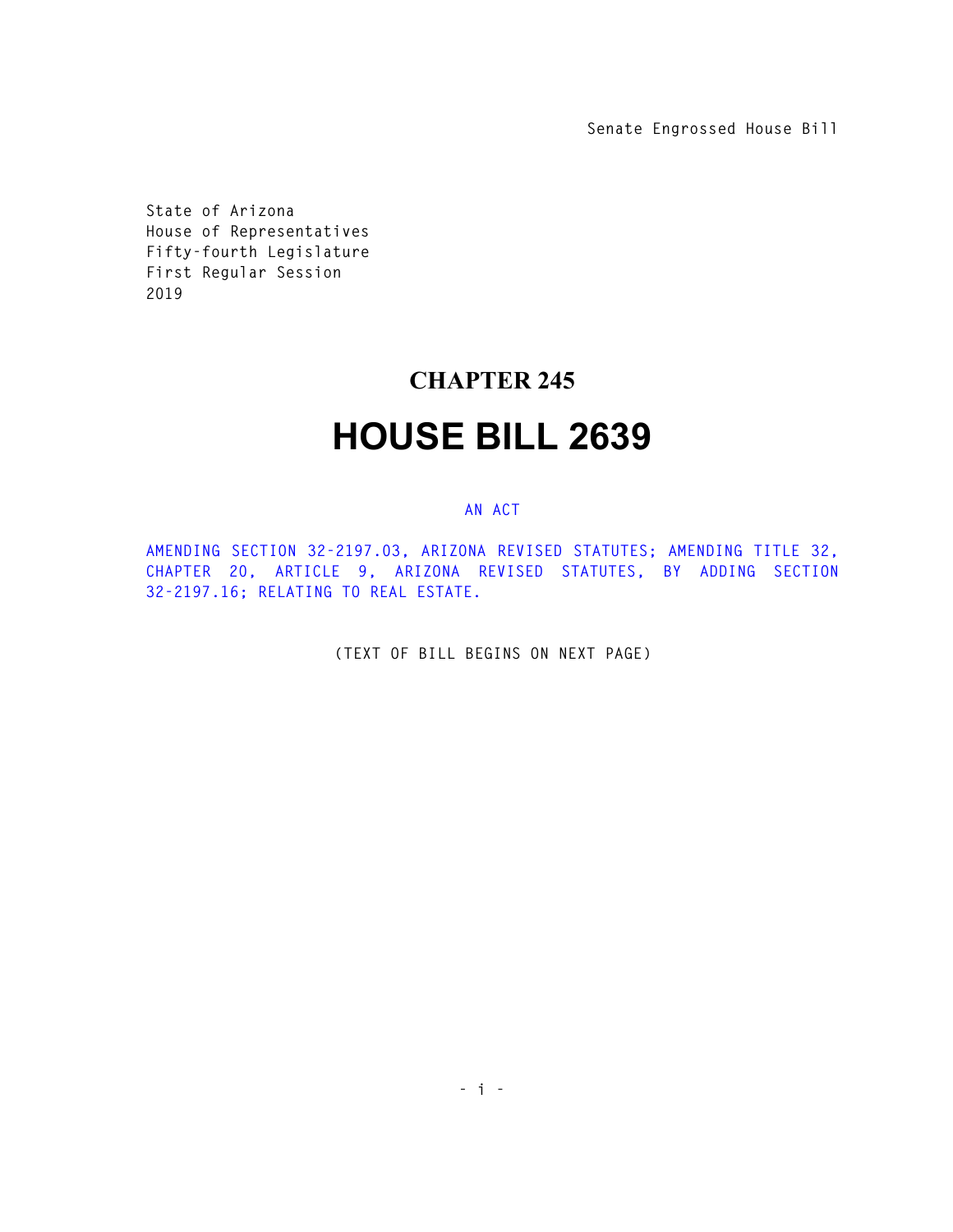Senate Engrossed House Bill

State of Arizona
House of Representatives
Fifty-fourth Legislature
First Regular Session
2019

# CHAPTER 245

# HOUSE BILL 2639

AN ACT

AMENDING SECTION 32-2197.03, ARIZONA REVISED STATUTES; AMENDING TITLE 32, CHAPTER 20, ARTICLE 9, ARIZONA REVISED STATUTES, BY ADDING SECTION 32-2197.16; RELATING TO REAL ESTATE.

(TEXT OF BILL BEGINS ON NEXT PAGE)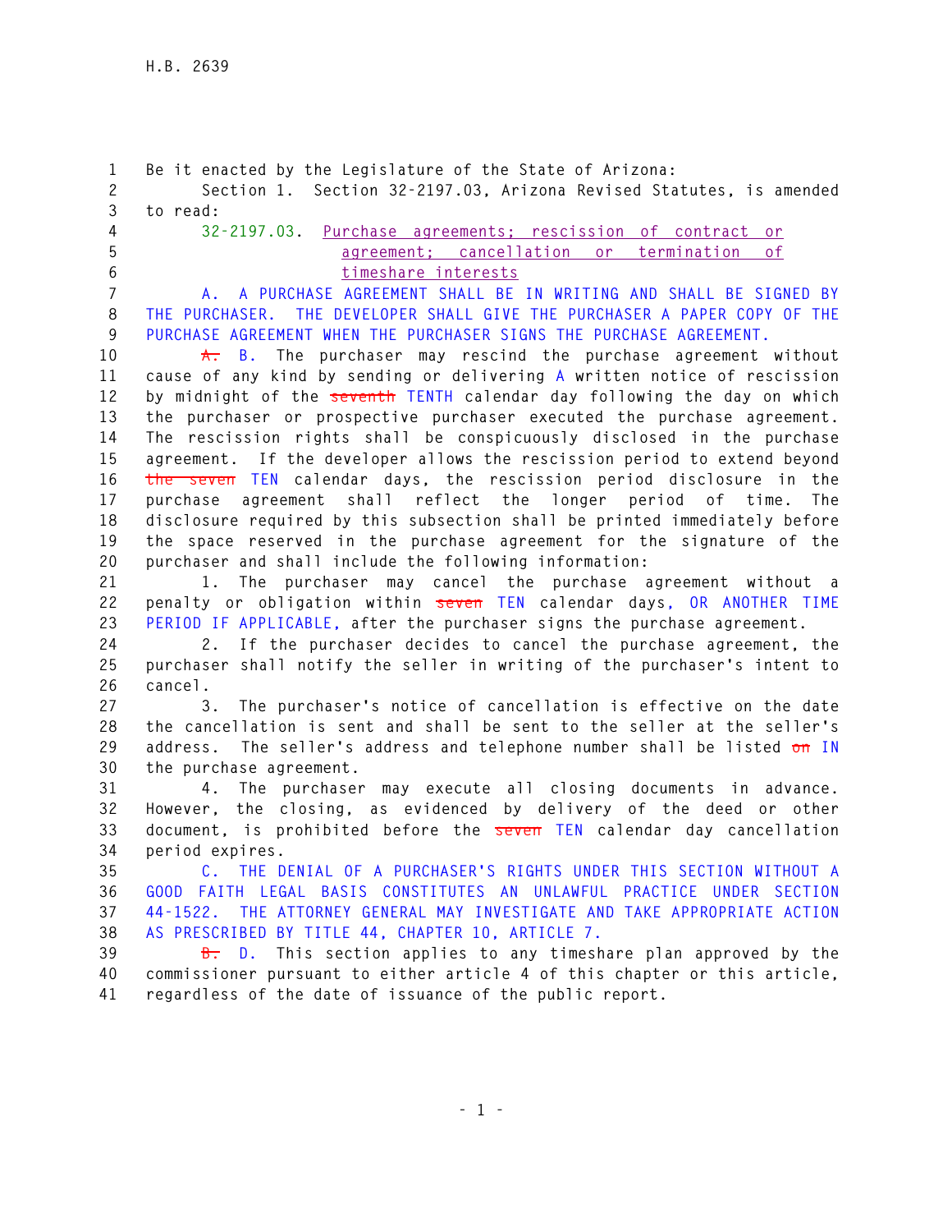H.B. 2639

Be it enacted by the Legislature of the State of Arizona:

Section 1. Section 32-2197.03, Arizona Revised Statutes, is amended to read:

32-2197.03. Purchase agreements; rescission of contract or agreement; cancellation or termination of timeshare interests

A. A PURCHASE AGREEMENT SHALL BE IN WRITING AND SHALL BE SIGNED BY THE PURCHASER. THE DEVELOPER SHALL GIVE THE PURCHASER A PAPER COPY OF THE PURCHASE AGREEMENT WHEN THE PURCHASER SIGNS THE PURCHASE AGREEMENT.

~~A.~~ B. The purchaser may rescind the purchase agreement without cause of any kind by sending or delivering A written notice of rescission by midnight of the ~~seventh~~ TENTH calendar day following the day on which the purchaser or prospective purchaser executed the purchase agreement. The rescission rights shall be conspicuously disclosed in the purchase agreement. If the developer allows the rescission period to extend beyond ~~the seven~~ TEN calendar days, the rescission period disclosure in the purchase agreement shall reflect the longer period of time. The disclosure required by this subsection shall be printed immediately before the space reserved in the purchase agreement for the signature of the purchaser and shall include the following information:

1. The purchaser may cancel the purchase agreement without a penalty or obligation within ~~seven~~ TEN calendar days, OR ANOTHER TIME PERIOD IF APPLICABLE, after the purchaser signs the purchase agreement.

2. If the purchaser decides to cancel the purchase agreement, the purchaser shall notify the seller in writing of the purchaser's intent to cancel.

3. The purchaser's notice of cancellation is effective on the date the cancellation is sent and shall be sent to the seller at the seller's address. The seller's address and telephone number shall be listed ~~on~~ IN the purchase agreement.

4. The purchaser may execute all closing documents in advance. However, the closing, as evidenced by delivery of the deed or other document, is prohibited before the ~~seven~~ TEN calendar day cancellation period expires.

C. THE DENIAL OF A PURCHASER'S RIGHTS UNDER THIS SECTION WITHOUT A GOOD FAITH LEGAL BASIS CONSTITUTES AN UNLAWFUL PRACTICE UNDER SECTION 44-1522. THE ATTORNEY GENERAL MAY INVESTIGATE AND TAKE APPROPRIATE ACTION AS PRESCRIBED BY TITLE 44, CHAPTER 10, ARTICLE 7.

~~B.~~ D. This section applies to any timeshare plan approved by the commissioner pursuant to either article 4 of this chapter or this article, regardless of the date of issuance of the public report.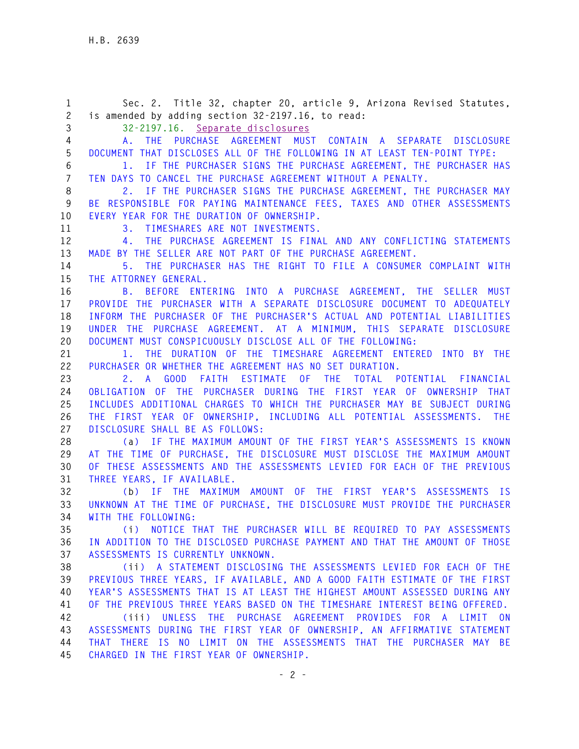Sec. 2. Title 32, chapter 20, article 9, Arizona Revised Statutes, is amended by adding section 32-2197.16, to read:

32-2197.16. Separate disclosures

A. THE PURCHASE AGREEMENT MUST CONTAIN A SEPARATE DISCLOSURE DOCUMENT THAT DISCLOSES ALL OF THE FOLLOWING IN AT LEAST TEN-POINT TYPE:

1. IF THE PURCHASER SIGNS THE PURCHASE AGREEMENT, THE PURCHASER HAS TEN DAYS TO CANCEL THE PURCHASE AGREEMENT WITHOUT A PENALTY.

2. IF THE PURCHASER SIGNS THE PURCHASE AGREEMENT, THE PURCHASER MAY BE RESPONSIBLE FOR PAYING MAINTENANCE FEES, TAXES AND OTHER ASSESSMENTS EVERY YEAR FOR THE DURATION OF OWNERSHIP.

3. TIMESHARES ARE NOT INVESTMENTS.

4. THE PURCHASE AGREEMENT IS FINAL AND ANY CONFLICTING STATEMENTS MADE BY THE SELLER ARE NOT PART OF THE PURCHASE AGREEMENT.

5. THE PURCHASER HAS THE RIGHT TO FILE A CONSUMER COMPLAINT WITH THE ATTORNEY GENERAL.

B. BEFORE ENTERING INTO A PURCHASE AGREEMENT, THE SELLER MUST PROVIDE THE PURCHASER WITH A SEPARATE DISCLOSURE DOCUMENT TO ADEQUATELY INFORM THE PURCHASER OF THE PURCHASER'S ACTUAL AND POTENTIAL LIABILITIES UNDER THE PURCHASE AGREEMENT. AT A MINIMUM, THIS SEPARATE DISCLOSURE DOCUMENT MUST CONSPICUOUSLY DISCLOSE ALL OF THE FOLLOWING:

1. THE DURATION OF THE TIMESHARE AGREEMENT ENTERED INTO BY THE PURCHASER OR WHETHER THE AGREEMENT HAS NO SET DURATION.

2. A GOOD FAITH ESTIMATE OF THE TOTAL POTENTIAL FINANCIAL OBLIGATION OF THE PURCHASER DURING THE FIRST YEAR OF OWNERSHIP THAT INCLUDES ADDITIONAL CHARGES TO WHICH THE PURCHASER MAY BE SUBJECT DURING THE FIRST YEAR OF OWNERSHIP, INCLUDING ALL POTENTIAL ASSESSMENTS. THE DISCLOSURE SHALL BE AS FOLLOWS:

(a) IF THE MAXIMUM AMOUNT OF THE FIRST YEAR'S ASSESSMENTS IS KNOWN AT THE TIME OF PURCHASE, THE DISCLOSURE MUST DISCLOSE THE MAXIMUM AMOUNT OF THESE ASSESSMENTS AND THE ASSESSMENTS LEVIED FOR EACH OF THE PREVIOUS THREE YEARS, IF AVAILABLE.

(b) IF THE MAXIMUM AMOUNT OF THE FIRST YEAR'S ASSESSMENTS IS UNKNOWN AT THE TIME OF PURCHASE, THE DISCLOSURE MUST PROVIDE THE PURCHASER WITH THE FOLLOWING:

(i) NOTICE THAT THE PURCHASER WILL BE REQUIRED TO PAY ASSESSMENTS IN ADDITION TO THE DISCLOSED PURCHASE PAYMENT AND THAT THE AMOUNT OF THOSE ASSESSMENTS IS CURRENTLY UNKNOWN.

(ii) A STATEMENT DISCLOSING THE ASSESSMENTS LEVIED FOR EACH OF THE PREVIOUS THREE YEARS, IF AVAILABLE, AND A GOOD FAITH ESTIMATE OF THE FIRST YEAR'S ASSESSMENTS THAT IS AT LEAST THE HIGHEST AMOUNT ASSESSED DURING ANY OF THE PREVIOUS THREE YEARS BASED ON THE TIMESHARE INTEREST BEING OFFERED.

(iii) UNLESS THE PURCHASE AGREEMENT PROVIDES FOR A LIMIT ON ASSESSMENTS DURING THE FIRST YEAR OF OWNERSHIP, AN AFFIRMATIVE STATEMENT THAT THERE IS NO LIMIT ON THE ASSESSMENTS THAT THE PURCHASER MAY BE CHARGED IN THE FIRST YEAR OF OWNERSHIP.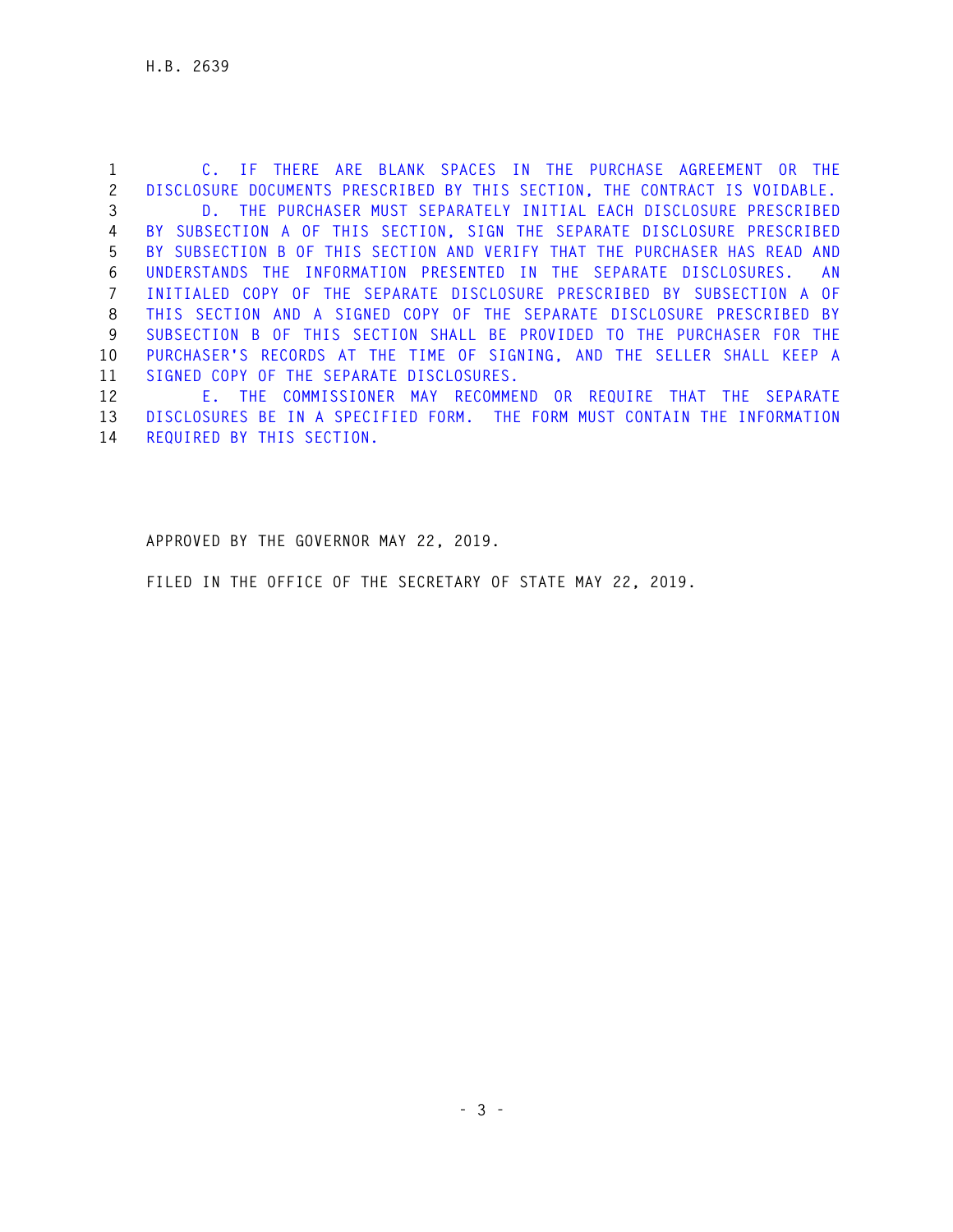C. IF THERE ARE BLANK SPACES IN THE PURCHASE AGREEMENT OR THE DISCLOSURE DOCUMENTS PRESCRIBED BY THIS SECTION, THE CONTRACT IS VOIDABLE.

D. THE PURCHASER MUST SEPARATELY INITIAL EACH DISCLOSURE PRESCRIBED BY SUBSECTION A OF THIS SECTION, SIGN THE SEPARATE DISCLOSURE PRESCRIBED BY SUBSECTION B OF THIS SECTION AND VERIFY THAT THE PURCHASER HAS READ AND UNDERSTANDS THE INFORMATION PRESENTED IN THE SEPARATE DISCLOSURES. AN INITIALED COPY OF THE SEPARATE DISCLOSURE PRESCRIBED BY SUBSECTION A OF THIS SECTION AND A SIGNED COPY OF THE SEPARATE DISCLOSURE PRESCRIBED BY SUBSECTION B OF THIS SECTION SHALL BE PROVIDED TO THE PURCHASER FOR THE PURCHASER'S RECORDS AT THE TIME OF SIGNING, AND THE SELLER SHALL KEEP A SIGNED COPY OF THE SEPARATE DISCLOSURES.

E. THE COMMISSIONER MAY RECOMMEND OR REQUIRE THAT THE SEPARATE DISCLOSURES BE IN A SPECIFIED FORM. THE FORM MUST CONTAIN THE INFORMATION REQUIRED BY THIS SECTION.

APPROVED BY THE GOVERNOR MAY 22, 2019.

FILED IN THE OFFICE OF THE SECRETARY OF STATE MAY 22, 2019.